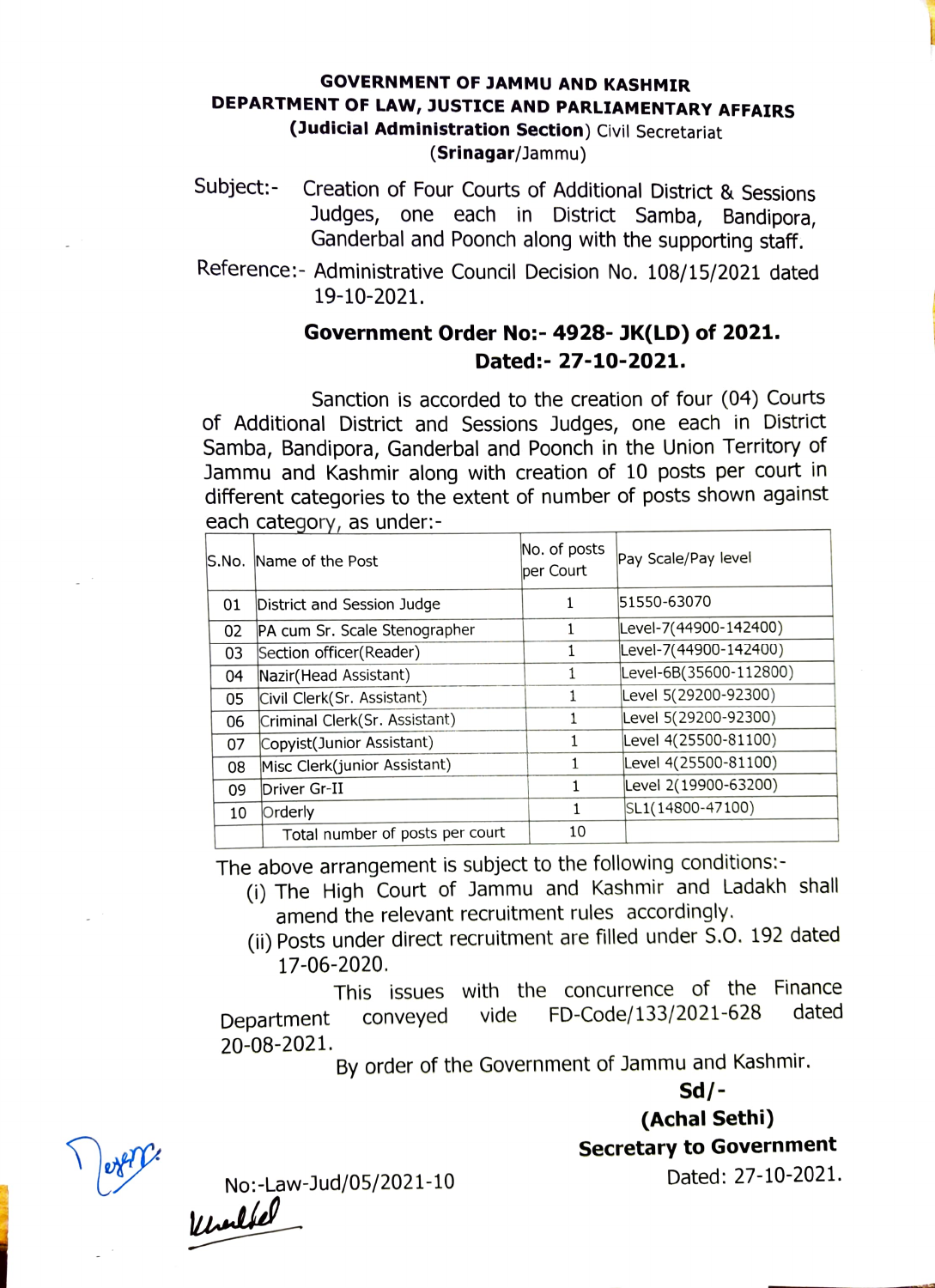**GOVERNMENT OF JAMMU AND KASHMIR**
**DEPARTMENT OF LAW, JUSTICE AND PARLIAMENTARY AFFAIRS**
**(Judicial Administration Section)** Civil Secretariat
(**Srinagar**/Jammu)

Subject:- Creation of Four Courts of Additional District & Sessions Judges, one each in District Samba, Bandipora, Ganderbal and Poonch along with the supporting staff.

Reference:- Administrative Council Decision No. 108/15/2021 dated 19-10-2021.

**Government Order No:- 4928- JK(LD) of 2021.**
**Dated:- 27-10-2021.**

Sanction is accorded to the creation of four (04) Courts of Additional District and Sessions Judges, one each in District Samba, Bandipora, Ganderbal and Poonch in the Union Territory of Jammu and Kashmir along with creation of 10 posts per court in different categories to the extent of number of posts shown against each category, as under:-

| S.No. | Name of the Post | No. of posts per Court | Pay Scale/Pay level |
|---|---|---|---|
| 01 | District and Session Judge | 1 | 51550-63070 |
| 02 | PA cum Sr. Scale Stenographer | 1 | Level-7(44900-142400) |
| 03 | Section officer(Reader) | 1 | Level-7(44900-142400) |
| 04 | Nazir(Head Assistant) | 1 | Level-6B(35600-112800) |
| 05 | Civil Clerk(Sr. Assistant) | 1 | Level 5(29200-92300) |
| 06 | Criminal Clerk(Sr. Assistant) | 1 | Level 5(29200-92300) |
| 07 | Copyist(Junior Assistant) | 1 | Level 4(25500-81100) |
| 08 | Misc Clerk(junior Assistant) | 1 | Level 4(25500-81100) |
| 09 | Driver Gr-II | 1 | Level 2(19900-63200) |
| 10 | Orderly | 1 | SL1(14800-47100) |
| | Total number of posts per court | 10 | |

The above arrangement is subject to the following conditions:-

(i) The High Court of Jammu and Kashmir and Ladakh shall amend the relevant recruitment rules accordingly.

(ii) Posts under direct recruitment are filled under S.O. 192 dated 17-06-2020.

This issues with the concurrence of the Finance Department conveyed vide FD-Code/133/2021-628 dated 20-08-2021.

By order of the Government of Jammu and Kashmir.

**Sd/-**
**(Achal Sethi)**
**Secretary to Government**

No:-Law-Jud/05/2021-10

Dated: 27-10-2021.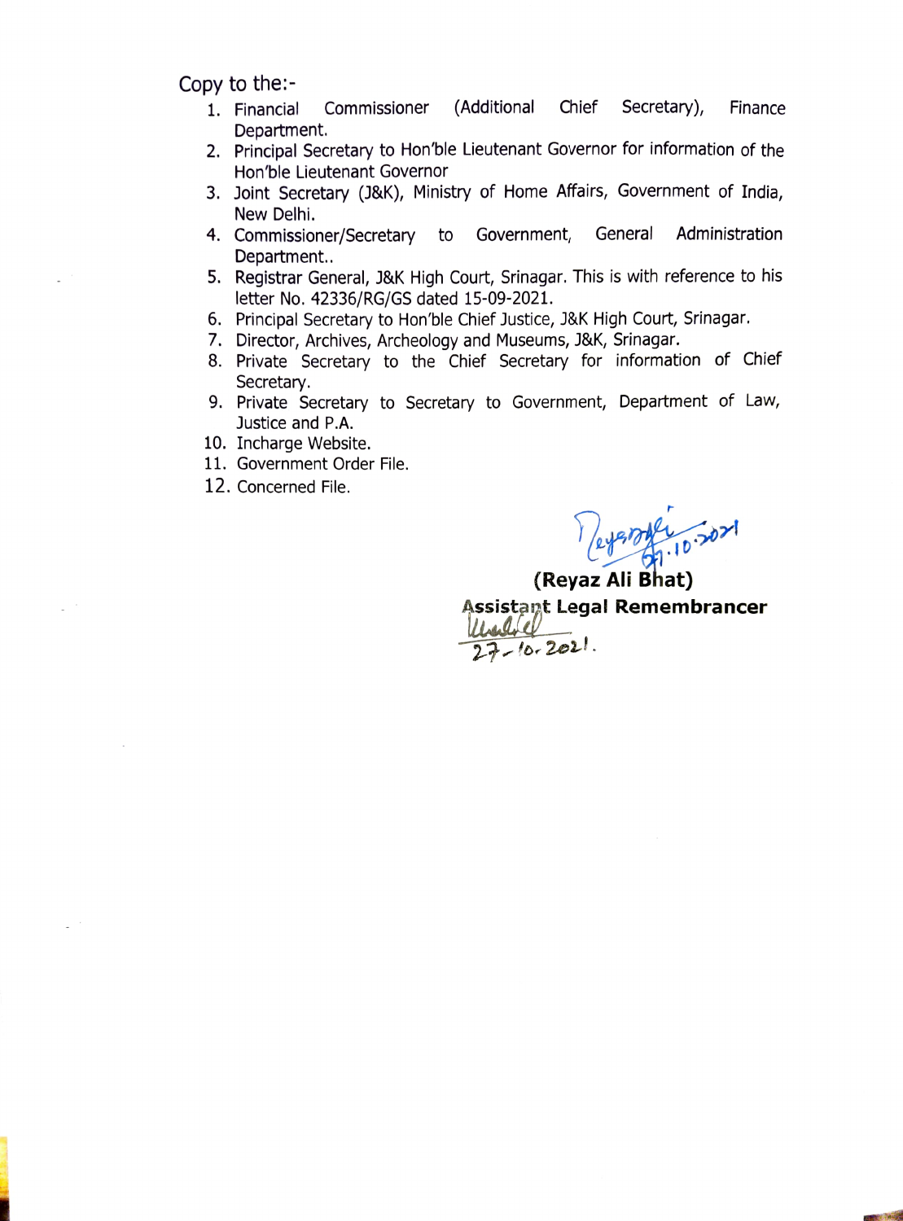Copy to the:-

1. Financial Commissioner (Additional Chief Secretary), Finance Department.
2. Principal Secretary to Hon'ble Lieutenant Governor for information of the Hon'ble Lieutenant Governor
3. Joint Secretary (J&K), Ministry of Home Affairs, Government of India, New Delhi.
4. Commissioner/Secretary to Government, General Administration Department..
5. Registrar General, J&K High Court, Srinagar. This is with reference to his letter No. 42336/RG/GS dated 15-09-2021.
6. Principal Secretary to Hon'ble Chief Justice, J&K High Court, Srinagar.
7. Director, Archives, Archeology and Museums, J&K, Srinagar.
8. Private Secretary to the Chief Secretary for information of Chief Secretary.
9. Private Secretary to Secretary to Government, Department of Law, Justice and P.A.
10. Incharge Website.
11. Government Order File.
12. Concerned File.

27.10.2021

**(Reyaz Ali Bhat)**
**Assistant Legal Remembrancer**

27-10-2021.